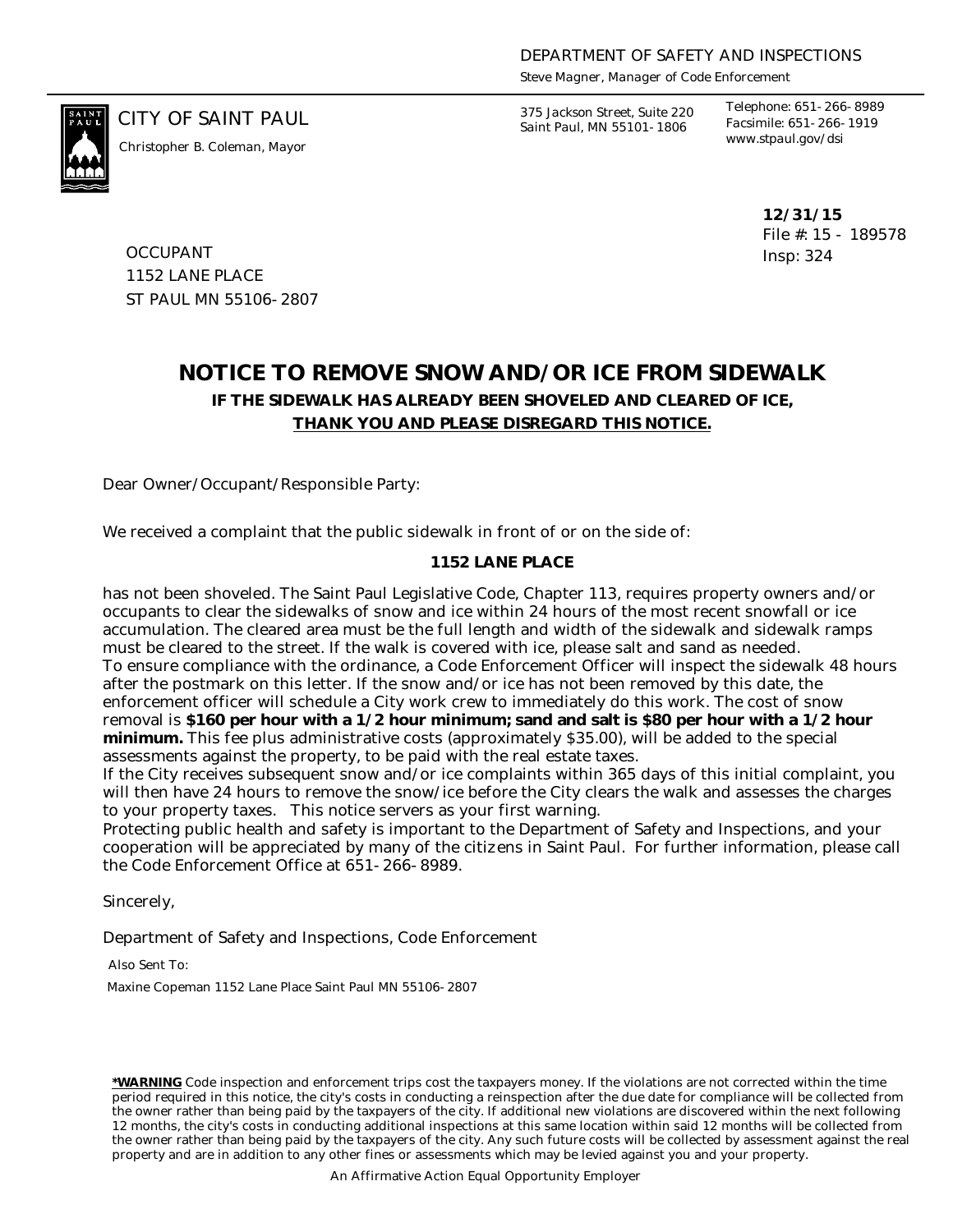DEPARTMENT OF SAFETY AND INSPECTIONS

*Steve Magner, Manager of Code Enforcement*

CITY OF SAINT PAUL

*Christopher B. Coleman, Mayor*

375 Jackson Street, Suite 220
Saint Paul, MN 55101-1806

Telephone: 651-266-8989
Facsimile: 651-266-1919
www.stpaul.gov/dsi

**12/31/15**
File #: 15 - 189578
Insp: 324

OCCUPANT
1152 LANE PLACE
ST PAUL MN 55106-2807

# NOTICE TO REMOVE SNOW AND/OR ICE FROM SIDEWALK

**IF THE SIDEWALK HAS ALREADY BEEN SHOVELED AND CLEARED OF ICE,**
**THANK YOU AND PLEASE DISREGARD THIS NOTICE.**

Dear Owner/Occupant/Responsible Party:

We received a complaint that the public sidewalk in front of or on the side of:

**1152 LANE PLACE**

has not been shoveled. The Saint Paul Legislative Code, Chapter 113, requires property owners and/or occupants to clear the sidewalks of snow and ice within 24 hours of the most recent snowfall or ice accumulation. The cleared area must be the full length and width of the sidewalk and sidewalk ramps must be cleared to the street. If the walk is covered with ice, please salt and sand as needed.
To ensure compliance with the ordinance, a Code Enforcement Officer will inspect the sidewalk 48 hours after the postmark on this letter. If the snow and/or ice has not been removed by this date, the enforcement officer will schedule a City work crew to immediately do this work. The cost of snow removal is **$160 per hour with a 1/2 hour minimum; sand and salt is $80 per hour with a 1/2 hour minimum.** This fee plus administrative costs (approximately $35.00), will be added to the special assessments against the property, to be paid with the real estate taxes.
If the City receives subsequent snow and/or ice complaints within 365 days of this initial complaint, you will then have 24 hours to remove the snow/ice before the City clears the walk and assesses the charges to your property taxes. This notice servers as your first warning.
Protecting public health and safety is important to the Department of Safety and Inspections, and your cooperation will be appreciated by many of the citizens in Saint Paul. For further information, please call the Code Enforcement Office at 651-266-8989.

Sincerely,

Department of Safety and Inspections, Code Enforcement

Also Sent To:

Maxine Copeman 1152 Lane Place Saint Paul MN 55106-2807

**\*WARNING** Code inspection and enforcement trips cost the taxpayers money. If the violations are not corrected within the time period required in this notice, the city's costs in conducting a reinspection after the due date for compliance will be collected from the owner rather than being paid by the taxpayers of the city. If additional new violations are discovered within the next following 12 months, the city's costs in conducting additional inspections at this same location within said 12 months will be collected from the owner rather than being paid by the taxpayers of the city. Any such future costs will be collected by assessment against the real property and are in addition to any other fines or assessments which may be levied against you and your property.

An Affirmative Action Equal Opportunity Employer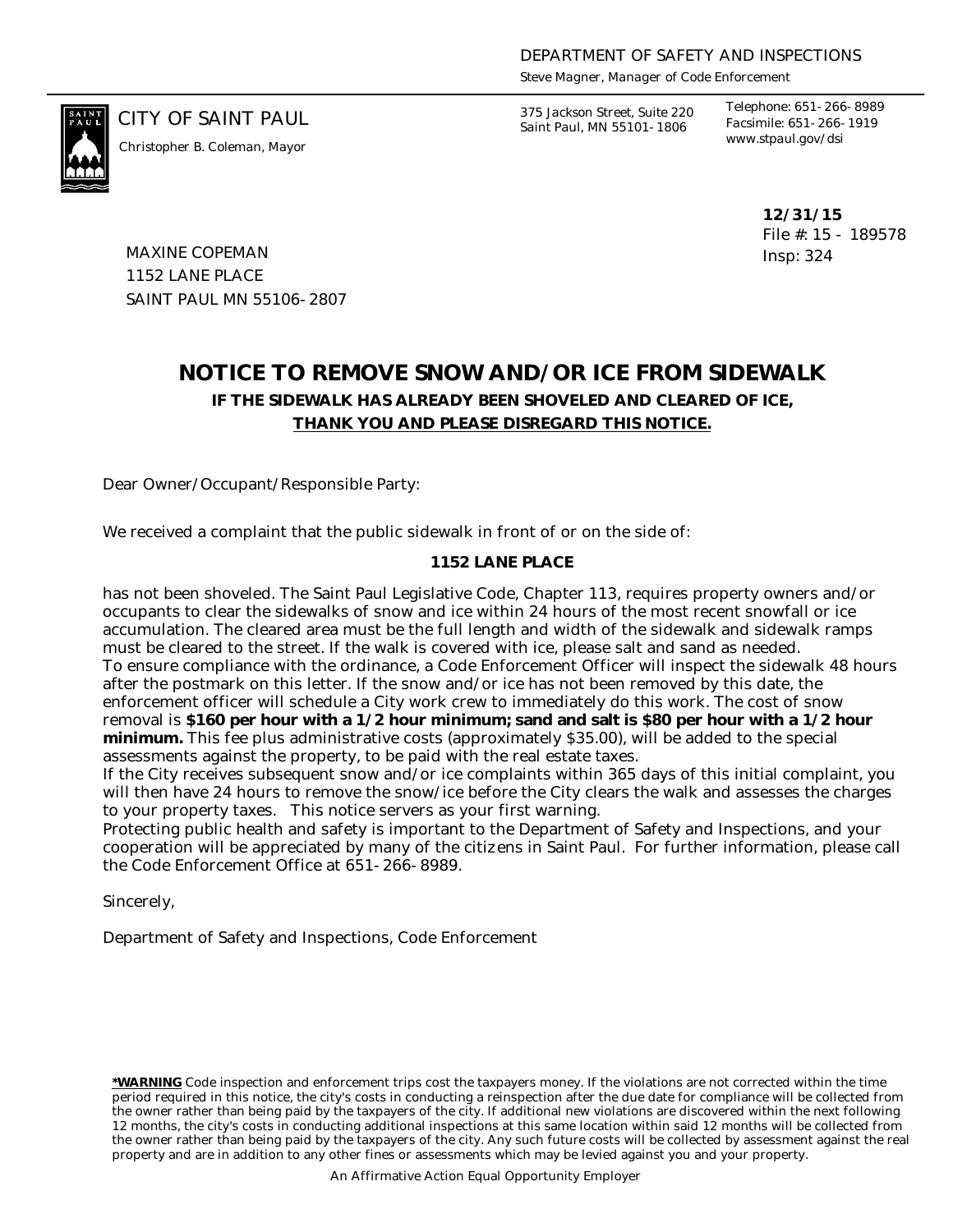DEPARTMENT OF SAFETY AND INSPECTIONS

*Steve Magner, Manager of Code Enforcement*

CITY OF SAINT PAUL

*Christopher B. Coleman, Mayor*

375 Jackson Street, Suite 220
Saint Paul, MN 55101-1806

Telephone: 651-266-8989
Facsimile: 651-266-1919
www.stpaul.gov/dsi

**12/31/15**
File #: 15 - 189578
Insp: 324

MAXINE COPEMAN
1152 LANE PLACE
SAINT PAUL MN 55106-2807

# NOTICE TO REMOVE SNOW AND/OR ICE FROM SIDEWALK

**IF THE SIDEWALK HAS ALREADY BEEN SHOVELED AND CLEARED OF ICE,**
**<u>THANK YOU AND PLEASE DISREGARD THIS NOTICE.</u>**

Dear Owner/Occupant/Responsible Party:

We received a complaint that the public sidewalk in front of or on the side of:

**1152 LANE PLACE**

has not been shoveled. The Saint Paul Legislative Code, Chapter 113, requires property owners and/or occupants to clear the sidewalks of snow and ice within 24 hours of the most recent snowfall or ice accumulation. The cleared area must be the full length and width of the sidewalk and sidewalk ramps must be cleared to the street. If the walk is covered with ice, please salt and sand as needed.
To ensure compliance with the ordinance, a Code Enforcement Officer will inspect the sidewalk 48 hours after the postmark on this letter. If the snow and/or ice has not been removed by this date, the enforcement officer will schedule a City work crew to immediately do this work. The cost of snow removal is **$160 per hour with a 1/2 hour minimum; sand and salt is $80 per hour with a 1/2 hour minimum.** This fee plus administrative costs (approximately $35.00), will be added to the special assessments against the property, to be paid with the real estate taxes.
If the City receives subsequent snow and/or ice complaints within 365 days of this initial complaint, you will then have 24 hours to remove the snow/ice before the City clears the walk and assesses the charges to your property taxes. This notice servers as your first warning.
Protecting public health and safety is important to the Department of Safety and Inspections, and your cooperation will be appreciated by many of the citizens in Saint Paul. For further information, please call the Code Enforcement Office at 651-266-8989.

Sincerely,

Department of Safety and Inspections, Code Enforcement

**<u>*WARNING</u>** Code inspection and enforcement trips cost the taxpayers money. If the violations are not corrected within the time period required in this notice, the city's costs in conducting a reinspection after the due date for compliance will be collected from the owner rather than being paid by the taxpayers of the city. If additional new violations are discovered within the next following 12 months, the city's costs in conducting additional inspections at this same location within said 12 months will be collected from the owner rather than being paid by the taxpayers of the city. Any such future costs will be collected by assessment against the real property and are in addition to any other fines or assessments which may be levied against you and your property.

An Affirmative Action Equal Opportunity Employer